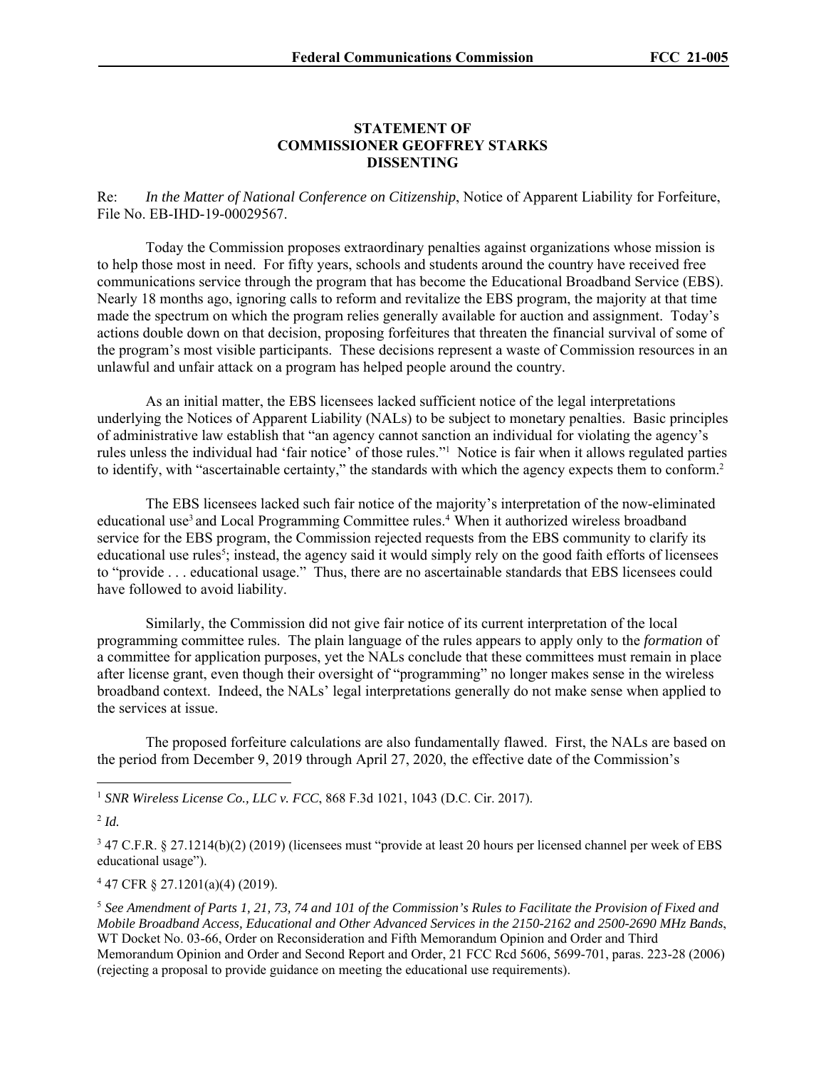**STATEMENT OF**
**COMMISSIONER GEOFFREY STARKS**
**DISSENTING**

Re: *In the Matter of National Conference on Citizenship*, Notice of Apparent Liability for Forfeiture, File No. EB-IHD-19-00029567.

Today the Commission proposes extraordinary penalties against organizations whose mission is to help those most in need. For fifty years, schools and students around the country have received free communications service through the program that has become the Educational Broadband Service (EBS). Nearly 18 months ago, ignoring calls to reform and revitalize the EBS program, the majority at that time made the spectrum on which the program relies generally available for auction and assignment. Today's actions double down on that decision, proposing forfeitures that threaten the financial survival of some of the program's most visible participants. These decisions represent a waste of Commission resources in an unlawful and unfair attack on a program has helped people around the country.

As an initial matter, the EBS licensees lacked sufficient notice of the legal interpretations underlying the Notices of Apparent Liability (NALs) to be subject to monetary penalties. Basic principles of administrative law establish that "an agency cannot sanction an individual for violating the agency's rules unless the individual had 'fair notice' of those rules."[1] Notice is fair when it allows regulated parties to identify, with "ascertainable certainty," the standards with which the agency expects them to conform.[2]

The EBS licensees lacked such fair notice of the majority's interpretation of the now-eliminated educational use[3] and Local Programming Committee rules.[4] When it authorized wireless broadband service for the EBS program, the Commission rejected requests from the EBS community to clarify its educational use rules[5]; instead, the agency said it would simply rely on the good faith efforts of licensees to "provide . . . educational usage." Thus, there are no ascertainable standards that EBS licensees could have followed to avoid liability.

Similarly, the Commission did not give fair notice of its current interpretation of the local programming committee rules. The plain language of the rules appears to apply only to the *formation* of a committee for application purposes, yet the NALs conclude that these committees must remain in place after license grant, even though their oversight of "programming" no longer makes sense in the wireless broadband context. Indeed, the NALs' legal interpretations generally do not make sense when applied to the services at issue.

The proposed forfeiture calculations are also fundamentally flawed. First, the NALs are based on the period from December 9, 2019 through April 27, 2020, the effective date of the Commission's

---

[1] *SNR Wireless License Co., LLC v. FCC*, 868 F.3d 1021, 1043 (D.C. Cir. 2017).

[2] *Id.*

[3] 47 C.F.R. § 27.1214(b)(2) (2019) (licensees must "provide at least 20 hours per licensed channel per week of EBS educational usage").

[4] 47 CFR § 27.1201(a)(4) (2019).

[5] *See Amendment of Parts 1, 21, 73, 74 and 101 of the Commission's Rules to Facilitate the Provision of Fixed and Mobile Broadband Access, Educational and Other Advanced Services in the 2150-2162 and 2500-2690 MHz Bands*, WT Docket No. 03-66, Order on Reconsideration and Fifth Memorandum Opinion and Order and Third Memorandum Opinion and Order and Second Report and Order, 21 FCC Rcd 5606, 5699-701, paras. 223-28 (2006) (rejecting a proposal to provide guidance on meeting the educational use requirements).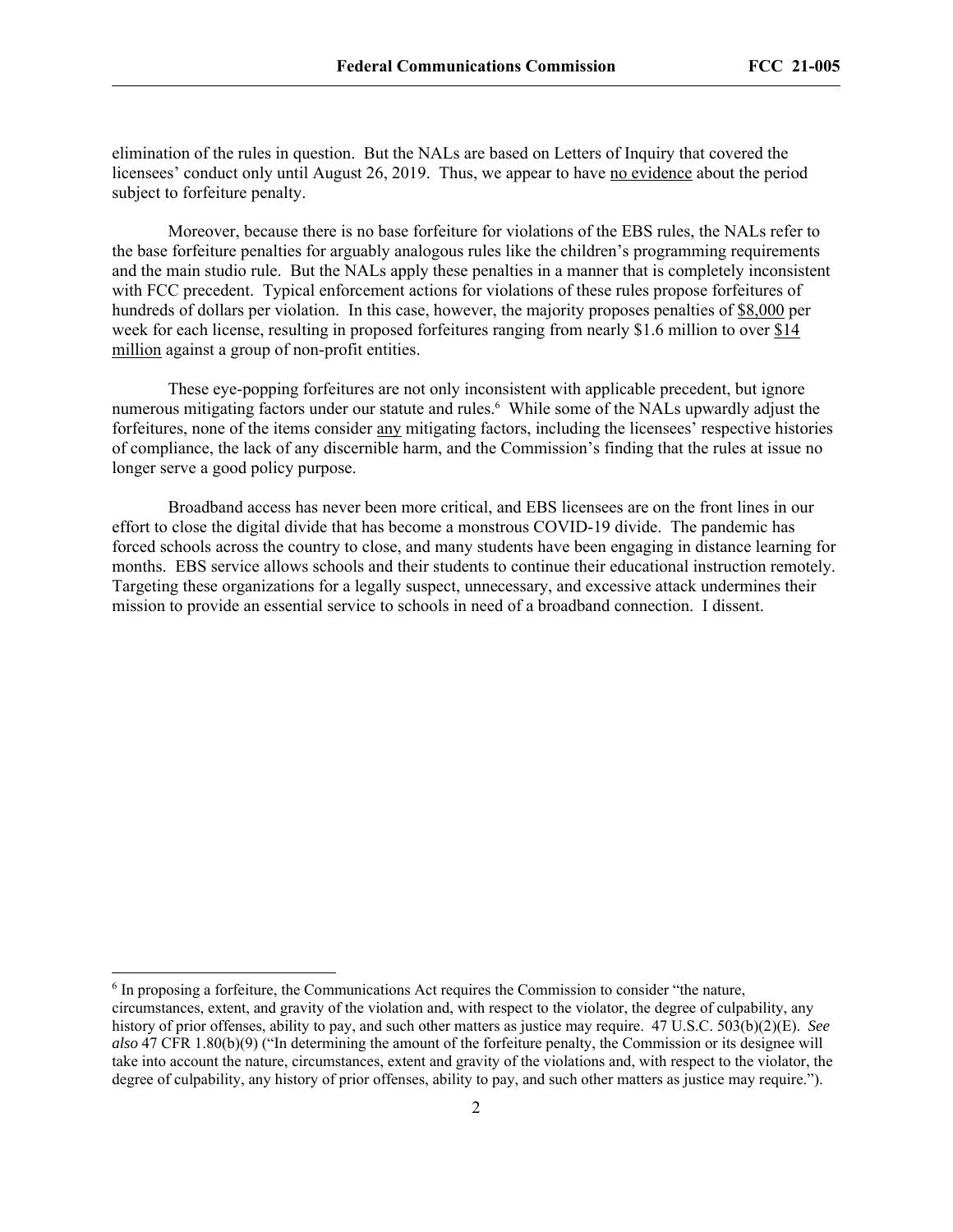elimination of the rules in question. But the NALs are based on Letters of Inquiry that covered the licensees' conduct only until August 26, 2019. Thus, we appear to have no evidence about the period subject to forfeiture penalty.

Moreover, because there is no base forfeiture for violations of the EBS rules, the NALs refer to the base forfeiture penalties for arguably analogous rules like the children's programming requirements and the main studio rule. But the NALs apply these penalties in a manner that is completely inconsistent with FCC precedent. Typical enforcement actions for violations of these rules propose forfeitures of hundreds of dollars per violation. In this case, however, the majority proposes penalties of $8,000 per week for each license, resulting in proposed forfeitures ranging from nearly $1.6 million to over $14 million against a group of non-profit entities.

These eye-popping forfeitures are not only inconsistent with applicable precedent, but ignore numerous mitigating factors under our statute and rules.[6] While some of the NALs upwardly adjust the forfeitures, none of the items consider any mitigating factors, including the licensees' respective histories of compliance, the lack of any discernible harm, and the Commission's finding that the rules at issue no longer serve a good policy purpose.

Broadband access has never been more critical, and EBS licensees are on the front lines in our effort to close the digital divide that has become a monstrous COVID-19 divide. The pandemic has forced schools across the country to close, and many students have been engaging in distance learning for months. EBS service allows schools and their students to continue their educational instruction remotely. Targeting these organizations for a legally suspect, unnecessary, and excessive attack undermines their mission to provide an essential service to schools in need of a broadband connection. I dissent.

[6] In proposing a forfeiture, the Communications Act requires the Commission to consider "the nature, circumstances, extent, and gravity of the violation and, with respect to the violator, the degree of culpability, any history of prior offenses, ability to pay, and such other matters as justice may require. 47 U.S.C. 503(b)(2)(E). *See also* 47 CFR 1.80(b)(9) ("In determining the amount of the forfeiture penalty, the Commission or its designee will take into account the nature, circumstances, extent and gravity of the violations and, with respect to the violator, the degree of culpability, any history of prior offenses, ability to pay, and such other matters as justice may require.").